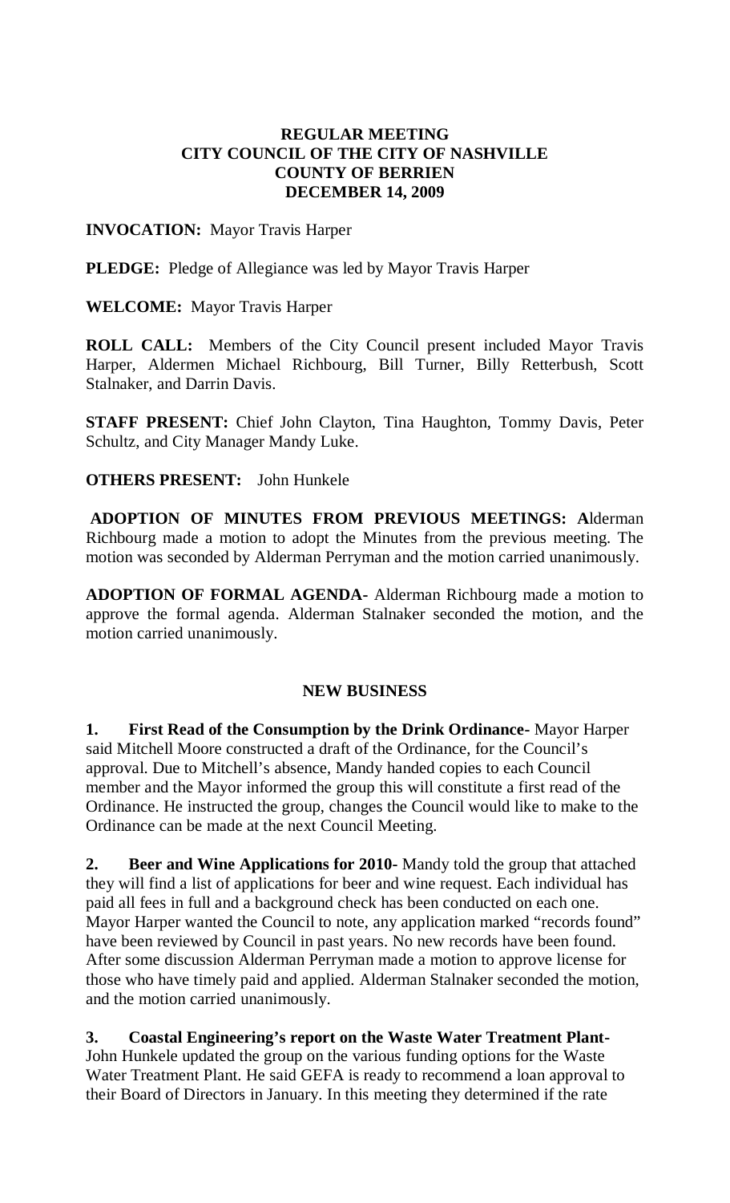# REGULAR MEETING
# CITY COUNCIL OF THE CITY OF NASHVILLE
# COUNTY OF BERRIEN
# DECEMBER 14, 2009

**INVOCATION:** Mayor Travis Harper

**PLEDGE:** Pledge of Allegiance was led by Mayor Travis Harper

**WELCOME:** Mayor Travis Harper

**ROLL CALL:** Members of the City Council present included Mayor Travis Harper, Aldermen Michael Richbourg, Bill Turner, Billy Retterbush, Scott Stalnaker, and Darrin Davis.

**STAFF PRESENT:** Chief John Clayton, Tina Haughton, Tommy Davis, Peter Schultz, and City Manager Mandy Luke.

**OTHERS PRESENT:** John Hunkele

**ADOPTION OF MINUTES FROM PREVIOUS MEETINGS: A**lderman Richbourg made a motion to adopt the Minutes from the previous meeting. The motion was seconded by Alderman Perryman and the motion carried unanimously.

**ADOPTION OF FORMAL AGENDA**- Alderman Richbourg made a motion to approve the formal agenda. Alderman Stalnaker seconded the motion, and the motion carried unanimously.

## NEW BUSINESS

**1. First Read of the Consumption by the Drink Ordinance-** Mayor Harper said Mitchell Moore constructed a draft of the Ordinance, for the Council's approval. Due to Mitchell's absence, Mandy handed copies to each Council member and the Mayor informed the group this will constitute a first read of the Ordinance. He instructed the group, changes the Council would like to make to the Ordinance can be made at the next Council Meeting.

**2. Beer and Wine Applications for 2010-** Mandy told the group that attached they will find a list of applications for beer and wine request. Each individual has paid all fees in full and a background check has been conducted on each one. Mayor Harper wanted the Council to note, any application marked "records found" have been reviewed by Council in past years. No new records have been found. After some discussion Alderman Perryman made a motion to approve license for those who have timely paid and applied. Alderman Stalnaker seconded the motion, and the motion carried unanimously.

**3. Coastal Engineering's report on the Waste Water Treatment Plant-** John Hunkele updated the group on the various funding options for the Waste Water Treatment Plant. He said GEFA is ready to recommend a loan approval to their Board of Directors in January. In this meeting they determined if the rate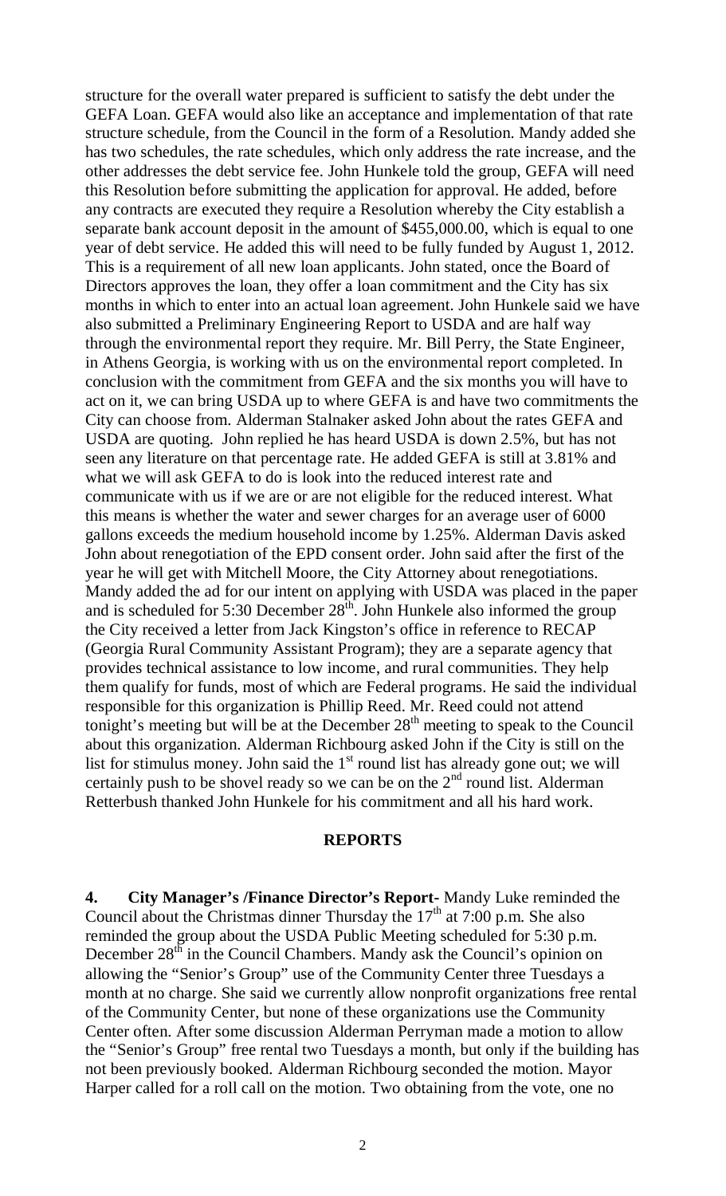structure for the overall water prepared is sufficient to satisfy the debt under the GEFA Loan. GEFA would also like an acceptance and implementation of that rate structure schedule, from the Council in the form of a Resolution. Mandy added she has two schedules, the rate schedules, which only address the rate increase, and the other addresses the debt service fee. John Hunkele told the group, GEFA will need this Resolution before submitting the application for approval. He added, before any contracts are executed they require a Resolution whereby the City establish a separate bank account deposit in the amount of $455,000.00, which is equal to one year of debt service. He added this will need to be fully funded by August 1, 2012. This is a requirement of all new loan applicants. John stated, once the Board of Directors approves the loan, they offer a loan commitment and the City has six months in which to enter into an actual loan agreement. John Hunkele said we have also submitted a Preliminary Engineering Report to USDA and are half way through the environmental report they require. Mr. Bill Perry, the State Engineer, in Athens Georgia, is working with us on the environmental report completed. In conclusion with the commitment from GEFA and the six months you will have to act on it, we can bring USDA up to where GEFA is and have two commitments the City can choose from. Alderman Stalnaker asked John about the rates GEFA and USDA are quoting. John replied he has heard USDA is down 2.5%, but has not seen any literature on that percentage rate. He added GEFA is still at 3.81% and what we will ask GEFA to do is look into the reduced interest rate and communicate with us if we are or are not eligible for the reduced interest. What this means is whether the water and sewer charges for an average user of 6000 gallons exceeds the medium household income by 1.25%. Alderman Davis asked John about renegotiation of the EPD consent order. John said after the first of the year he will get with Mitchell Moore, the City Attorney about renegotiations. Mandy added the ad for our intent on applying with USDA was placed in the paper and is scheduled for 5:30 December 28th. John Hunkele also informed the group the City received a letter from Jack Kingston's office in reference to RECAP (Georgia Rural Community Assistant Program); they are a separate agency that provides technical assistance to low income, and rural communities. They help them qualify for funds, most of which are Federal programs. He said the individual responsible for this organization is Phillip Reed. Mr. Reed could not attend tonight's meeting but will be at the December 28th meeting to speak to the Council about this organization. Alderman Richbourg asked John if the City is still on the list for stimulus money. John said the 1st round list has already gone out; we will certainly push to be shovel ready so we can be on the 2nd round list. Alderman Retterbush thanked John Hunkele for his commitment and all his hard work.

## REPORTS

**4. City Manager's /Finance Director's Report-** Mandy Luke reminded the Council about the Christmas dinner Thursday the 17th at 7:00 p.m. She also reminded the group about the USDA Public Meeting scheduled for 5:30 p.m. December 28th in the Council Chambers. Mandy ask the Council's opinion on allowing the "Senior's Group" use of the Community Center three Tuesdays a month at no charge. She said we currently allow nonprofit organizations free rental of the Community Center, but none of these organizations use the Community Center often. After some discussion Alderman Perryman made a motion to allow the "Senior's Group" free rental two Tuesdays a month, but only if the building has not been previously booked. Alderman Richbourg seconded the motion. Mayor Harper called for a roll call on the motion. Two obtaining from the vote, one no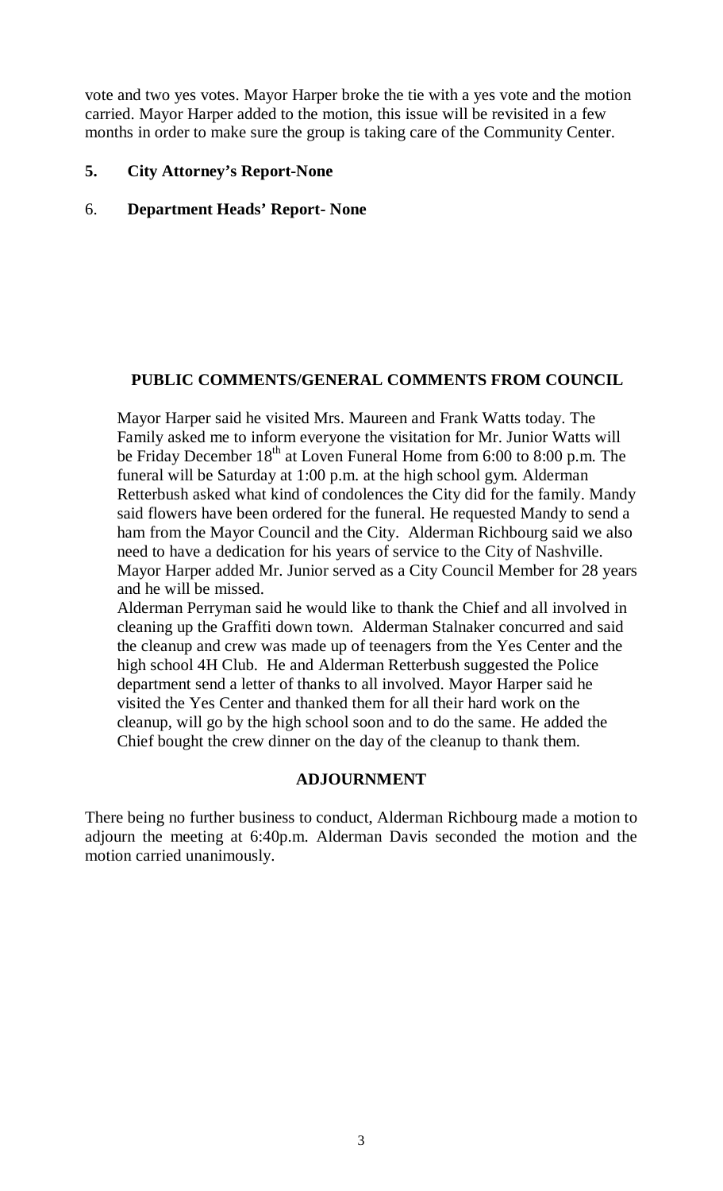vote and two yes votes. Mayor Harper broke the tie with a yes vote and the motion carried. Mayor Harper added to the motion, this issue will be revisited in a few months in order to make sure the group is taking care of the Community Center.

**5. City Attorney's Report-None**

6. **Department Heads' Report- None**

## PUBLIC COMMENTS/GENERAL COMMENTS FROM COUNCIL

Mayor Harper said he visited Mrs. Maureen and Frank Watts today. The Family asked me to inform everyone the visitation for Mr. Junior Watts will be Friday December 18th at Loven Funeral Home from 6:00 to 8:00 p.m. The funeral will be Saturday at 1:00 p.m. at the high school gym. Alderman Retterbush asked what kind of condolences the City did for the family. Mandy said flowers have been ordered for the funeral. He requested Mandy to send a ham from the Mayor Council and the City. Alderman Richbourg said we also need to have a dedication for his years of service to the City of Nashville. Mayor Harper added Mr. Junior served as a City Council Member for 28 years and he will be missed.

Alderman Perryman said he would like to thank the Chief and all involved in cleaning up the Graffiti down town. Alderman Stalnaker concurred and said the cleanup and crew was made up of teenagers from the Yes Center and the high school 4H Club. He and Alderman Retterbush suggested the Police department send a letter of thanks to all involved. Mayor Harper said he visited the Yes Center and thanked them for all their hard work on the cleanup, will go by the high school soon and to do the same. He added the Chief bought the crew dinner on the day of the cleanup to thank them.

## ADJOURNMENT

There being no further business to conduct, Alderman Richbourg made a motion to adjourn the meeting at 6:40p.m. Alderman Davis seconded the motion and the motion carried unanimously.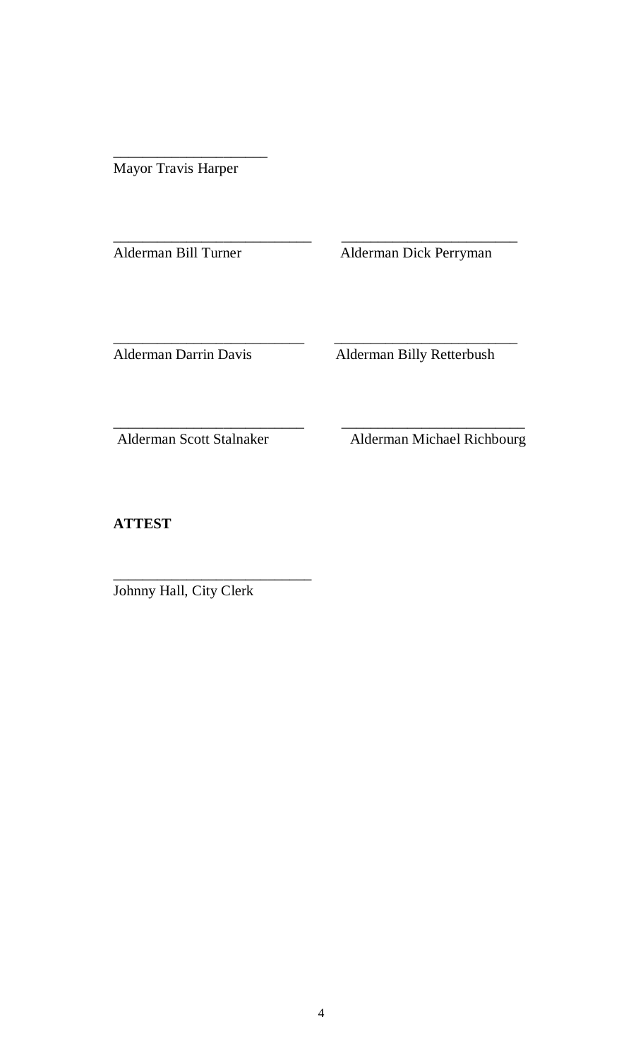____________________
Mayor Travis Harper

__________________________ ________________________
Alderman Bill Turner Alderman Dick Perryman

_________________________ ________________________
Alderman Darrin Davis Alderman Billy Retterbush

_________________________ ________________________
Alderman Scott Stalnaker Alderman Michael Richbourg

**ATTEST**

__________________________
Johnny Hall, City Clerk